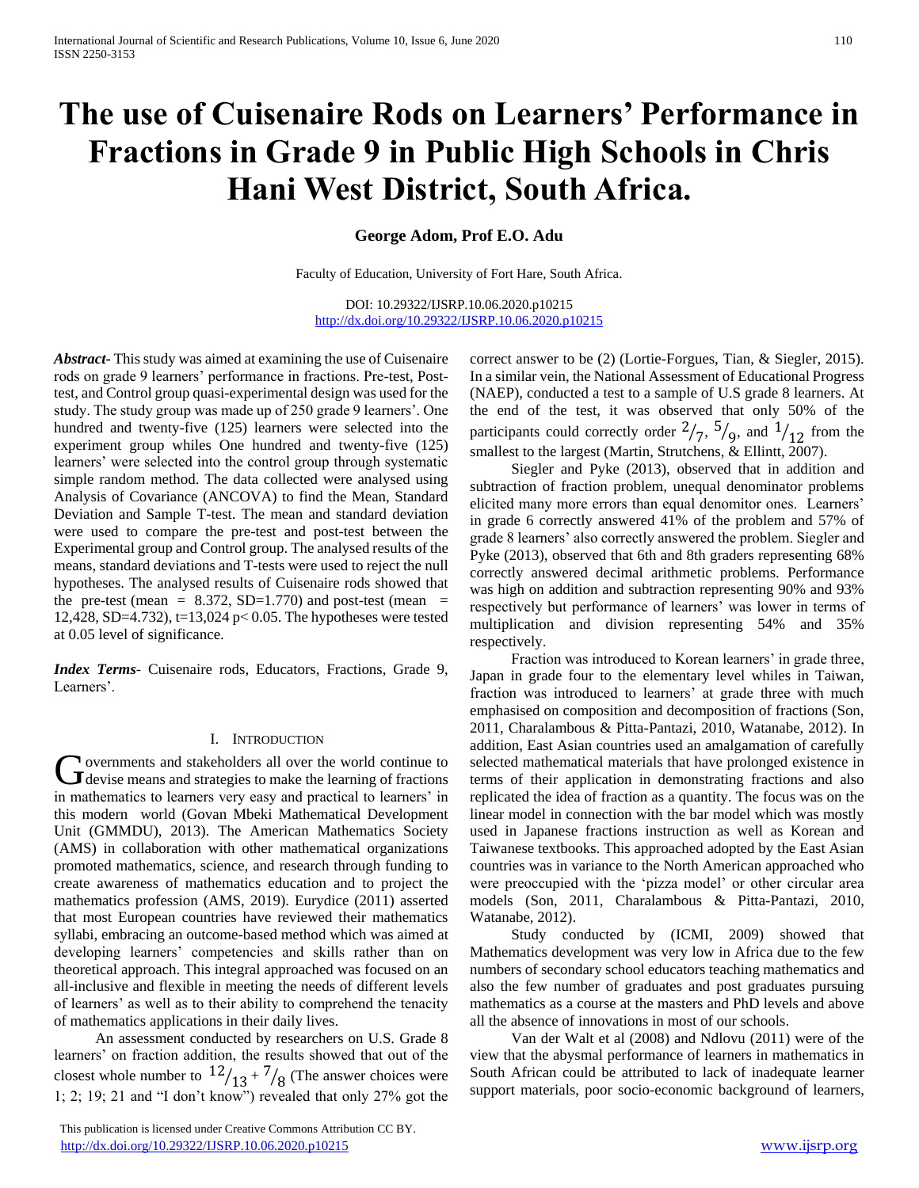# The use of Cuisenaire Rods on Learners' Performance in Fractions in Grade 9 in Public High Schools in Chris Hani West District, South Africa.

**George Adom, Prof E.O. Adu**

Faculty of Education, University of Fort Hare, South Africa.

DOI: 10.29322/IJSRP.10.06.2020.p10215
http://dx.doi.org/10.29322/IJSRP.10.06.2020.p10215

***Abstract***- This study was aimed at examining the use of Cuisenaire rods on grade 9 learners' performance in fractions. Pre-test, Post-test, and Control group quasi-experimental design was used for the study. The study group was made up of 250 grade 9 learners'. One hundred and twenty-five (125) learners were selected into the experiment group whiles One hundred and twenty-five (125) learners' were selected into the control group through systematic simple random method. The data collected were analysed using Analysis of Covariance (ANCOVA) to find the Mean, Standard Deviation and Sample T-test. The mean and standard deviation were used to compare the pre-test and post-test between the Experimental group and Control group. The analysed results of the means, standard deviations and T-tests were used to reject the null hypotheses. The analysed results of Cuisenaire rods showed that the pre-test (mean = 8.372, SD=1.770) and post-test (mean = 12,428, SD=4.732), t=13,024 $p< 0.05$. The hypotheses were tested at 0.05 level of significance.

***Index Terms***- Cuisenaire rods, Educators, Fractions, Grade 9, Learners'.

## I. Introduction

Governments and stakeholders all over the world continue to devise means and strategies to make the learning of fractions in mathematics to learners very easy and practical to learners' in this modern world (Govan Mbeki Mathematical Development Unit (GMMDU), 2013). The American Mathematics Society (AMS) in collaboration with other mathematical organizations promoted mathematics, science, and research through funding to create awareness of mathematics education and to project the mathematics profession (AMS, 2019). Eurydice (2011) asserted that most European countries have reviewed their mathematics syllabi, embracing an outcome-based method which was aimed at developing learners' competencies and skills rather than on theoretical approach. This integral approached was focused on an all-inclusive and flexible in meeting the needs of different levels of learners' as well as to their ability to comprehend the tenacity of mathematics applications in their daily lives.

An assessment conducted by researchers on U.S. Grade 8 learners' on fraction addition, the results showed that out of the closest whole number to $^{12}/_{13} + ^{7}/_{8}$ (The answer choices were 1; 2; 19; 21 and "I don't know") revealed that only 27% got the correct answer to be (2) (Lortie-Forgues, Tian, & Siegler, 2015). In a similar vein, the National Assessment of Educational Progress (NAEP), conducted a test to a sample of U.S grade 8 learners. At the end of the test, it was observed that only 50% of the participants could correctly order $^{2}/_{7}$, $^{5}/_{9}$, and $^{1}/_{12}$ from the smallest to the largest (Martin, Strutchens, & Ellintt, 2007).

Siegler and Pyke (2013), observed that in addition and subtraction of fraction problem, unequal denominator problems elicited many more errors than equal denomitor ones. Learners' in grade 6 correctly answered 41% of the problem and 57% of grade 8 learners' also correctly answered the problem. Siegler and Pyke (2013), observed that 6th and 8th graders representing 68% correctly answered decimal arithmetic problems. Performance was high on addition and subtraction representing 90% and 93% respectively but performance of learners' was lower in terms of multiplication and division representing 54% and 35% respectively.

Fraction was introduced to Korean learners' in grade three, Japan in grade four to the elementary level whiles in Taiwan, fraction was introduced to learners' at grade three with much emphasised on composition and decomposition of fractions (Son, 2011, Charalambous & Pitta-Pantazi, 2010, Watanabe, 2012). In addition, East Asian countries used an amalgamation of carefully selected mathematical materials that have prolonged existence in terms of their application in demonstrating fractions and also replicated the idea of fraction as a quantity. The focus was on the linear model in connection with the bar model which was mostly used in Japanese fractions instruction as well as Korean and Taiwanese textbooks. This approached adopted by the East Asian countries was in variance to the North American approached who were preoccupied with the 'pizza model' or other circular area models (Son, 2011, Charalambous & Pitta-Pantazi, 2010, Watanabe, 2012).

Study conducted by (ICMI, 2009) showed that Mathematics development was very low in Africa due to the few numbers of secondary school educators teaching mathematics and also the few number of graduates and post graduates pursuing mathematics as a course at the masters and PhD levels and above all the absence of innovations in most of our schools.

Van der Walt et al (2008) and Ndlovu (2011) were of the view that the abysmal performance of learners in mathematics in South African could be attributed to lack of inadequate learner support materials, poor socio-economic background of learners,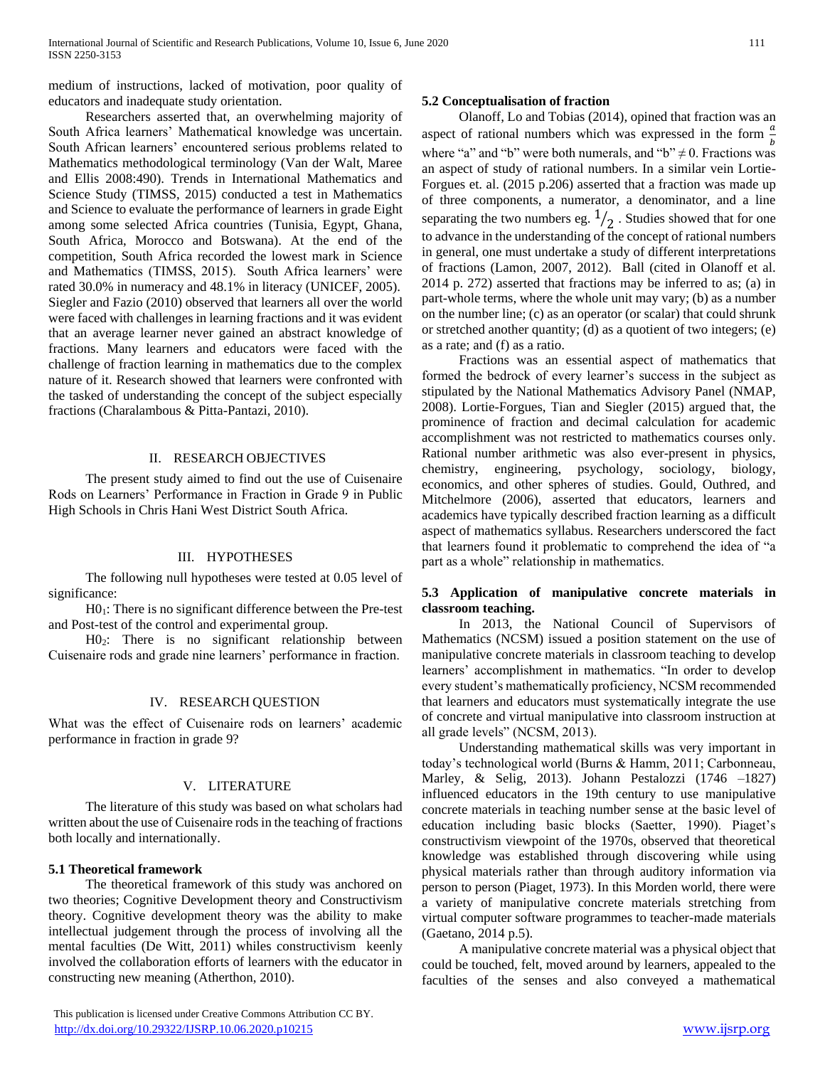medium of instructions, lacked of motivation, poor quality of educators and inadequate study orientation.

Researchers asserted that, an overwhelming majority of South Africa learners' Mathematical knowledge was uncertain. South African learners' encountered serious problems related to Mathematics methodological terminology (Van der Walt, Maree and Ellis 2008:490). Trends in International Mathematics and Science Study (TIMSS, 2015) conducted a test in Mathematics and Science to evaluate the performance of learners in grade Eight among some selected Africa countries (Tunisia, Egypt, Ghana, South Africa, Morocco and Botswana). At the end of the competition, South Africa recorded the lowest mark in Science and Mathematics (TIMSS, 2015). South Africa learners' were rated 30.0% in numeracy and 48.1% in literacy (UNICEF, 2005). Siegler and Fazio (2010) observed that learners all over the world were faced with challenges in learning fractions and it was evident that an average learner never gained an abstract knowledge of fractions. Many learners and educators were faced with the challenge of fraction learning in mathematics due to the complex nature of it. Research showed that learners were confronted with the tasked of understanding the concept of the subject especially fractions (Charalambous & Pitta-Pantazi, 2010).

## II. RESEARCH OBJECTIVES

The present study aimed to find out the use of Cuisenaire Rods on Learners' Performance in Fraction in Grade 9 in Public High Schools in Chris Hani West District South Africa.

## III. HYPOTHESES

The following null hypotheses were tested at 0.05 level of significance:

$H0_1$: There is no significant difference between the Pre-test and Post-test of the control and experimental group.

$H0_2$: There is no significant relationship between Cuisenaire rods and grade nine learners' performance in fraction.

## IV. RESEARCH QUESTION

What was the effect of Cuisenaire rods on learners' academic performance in fraction in grade 9?

## V. LITERATURE

The literature of this study was based on what scholars had written about the use of Cuisenaire rods in the teaching of fractions both locally and internationally.

### 5.1 Theoretical framework

The theoretical framework of this study was anchored on two theories; Cognitive Development theory and Constructivism theory. Cognitive development theory was the ability to make intellectual judgement through the process of involving all the mental faculties (De Witt, 2011) whiles constructivism keenly involved the collaboration efforts of learners with the educator in constructing new meaning (Atherthon, 2010).

### 5.2 Conceptualisation of fraction

Olanoff, Lo and Tobias (2014), opined that fraction was an aspect of rational numbers which was expressed in the form $\frac{a}{b}$ where "a" and "b" were both numerals, and "b" $\neq 0$. Fractions was an aspect of study of rational numbers. In a similar vein Lortie-Forgues et. al. (2015 p.206) asserted that a fraction was made up of three components, a numerator, a denominator, and a line separating the two numbers eg. $1/_2$ . Studies showed that for one to advance in the understanding of the concept of rational numbers in general, one must undertake a study of different interpretations of fractions (Lamon, 2007, 2012). Ball (cited in Olanoff et al. 2014 p. 272) asserted that fractions may be inferred to as; (a) in part-whole terms, where the whole unit may vary; (b) as a number on the number line; (c) as an operator (or scalar) that could shrunk or stretched another quantity; (d) as a quotient of two integers; (e) as a rate; and (f) as a ratio.

Fractions was an essential aspect of mathematics that formed the bedrock of every learner's success in the subject as stipulated by the National Mathematics Advisory Panel (NMAP, 2008). Lortie-Forgues, Tian and Siegler (2015) argued that, the prominence of fraction and decimal calculation for academic accomplishment was not restricted to mathematics courses only. Rational number arithmetic was also ever-present in physics, chemistry, engineering, psychology, sociology, biology, economics, and other spheres of studies. Gould, Outhred, and Mitchelmore (2006), asserted that educators, learners and academics have typically described fraction learning as a difficult aspect of mathematics syllabus. Researchers underscored the fact that learners found it problematic to comprehend the idea of "a part as a whole" relationship in mathematics.

### 5.3 Application of manipulative concrete materials in classroom teaching.

In 2013, the National Council of Supervisors of Mathematics (NCSM) issued a position statement on the use of manipulative concrete materials in classroom teaching to develop learners' accomplishment in mathematics. "In order to develop every student's mathematically proficiency, NCSM recommended that learners and educators must systematically integrate the use of concrete and virtual manipulative into classroom instruction at all grade levels" (NCSM, 2013).

Understanding mathematical skills was very important in today's technological world (Burns & Hamm, 2011; Carbonneau, Marley, & Selig, 2013). Johann Pestalozzi (1746 –1827) influenced educators in the 19th century to use manipulative concrete materials in teaching number sense at the basic level of education including basic blocks (Saetter, 1990). Piaget's constructivism viewpoint of the 1970s, observed that theoretical knowledge was established through discovering while using physical materials rather than through auditory information via person to person (Piaget, 1973). In this Morden world, there were a variety of manipulative concrete materials stretching from virtual computer software programmes to teacher-made materials (Gaetano, 2014 p.5).

A manipulative concrete material was a physical object that could be touched, felt, moved around by learners, appealed to the faculties of the senses and also conveyed a mathematical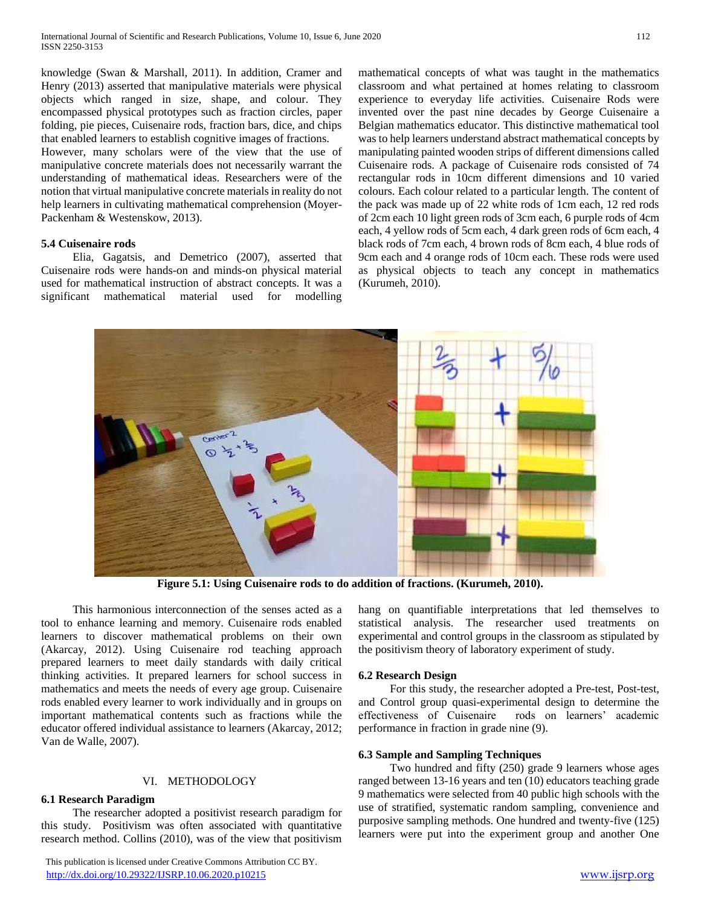knowledge (Swan & Marshall, 2011). In addition, Cramer and Henry (2013) asserted that manipulative materials were physical objects which ranged in size, shape, and colour. They encompassed physical prototypes such as fraction circles, paper folding, pie pieces, Cuisenaire rods, fraction bars, dice, and chips that enabled learners to establish cognitive images of fractions. However, many scholars were of the view that the use of manipulative concrete materials does not necessarily warrant the understanding of mathematical ideas. Researchers were of the notion that virtual manipulative concrete materials in reality do not help learners in cultivating mathematical comprehension (Moyer-Packenham & Westenskow, 2013).

### 5.4 Cuisenaire rods

Elia, Gagatsis, and Demetrico (2007), asserted that Cuisenaire rods were hands-on and minds-on physical material used for mathematical instruction of abstract concepts. It was a significant mathematical material used for modelling mathematical concepts of what was taught in the mathematics classroom and what pertained at homes relating to classroom experience to everyday life activities. Cuisenaire Rods were invented over the past nine decades by George Cuisenaire a Belgian mathematics educator. This distinctive mathematical tool was to help learners understand abstract mathematical concepts by manipulating painted wooden strips of different dimensions called Cuisenaire rods. A package of Cuisenaire rods consisted of 74 rectangular rods in 10cm different dimensions and 10 varied colours. Each colour related to a particular length. The content of the pack was made up of 22 white rods of 1cm each, 12 red rods of 2cm each 10 light green rods of 3cm each, 6 purple rods of 4cm each, 4 yellow rods of 5cm each, 4 dark green rods of 6cm each, 4 black rods of 7cm each, 4 brown rods of 8cm each, 4 blue rods of 9cm each and 4 orange rods of 10cm each. These rods were used as physical objects to teach any concept in mathematics (Kurumeh, 2010).

**Figure 5.1: Using Cuisenaire rods to do addition of fractions. (Kurumeh, 2010).**

This harmonious interconnection of the senses acted as a tool to enhance learning and memory. Cuisenaire rods enabled learners to discover mathematical problems on their own (Akarcay, 2012). Using Cuisenaire rod teaching approach prepared learners to meet daily standards with daily critical thinking activities. It prepared learners for school success in mathematics and meets the needs of every age group. Cuisenaire rods enabled every learner to work individually and in groups on important mathematical contents such as fractions while the educator offered individual assistance to learners (Akarcay, 2012; Van de Walle, 2007).

## VI. METHODOLOGY

### 6.1 Research Paradigm

The researcher adopted a positivist research paradigm for this study. Positivism was often associated with quantitative research method. Collins (2010), was of the view that positivism hang on quantifiable interpretations that led themselves to statistical analysis. The researcher used treatments on experimental and control groups in the classroom as stipulated by the positivism theory of laboratory experiment of study.

### 6.2 Research Design

For this study, the researcher adopted a Pre-test, Post-test, and Control group quasi-experimental design to determine the effectiveness of Cuisenaire rods on learners' academic performance in fraction in grade nine (9).

### 6.3 Sample and Sampling Techniques

Two hundred and fifty (250) grade 9 learners whose ages ranged between 13-16 years and ten (10) educators teaching grade 9 mathematics were selected from 40 public high schools with the use of stratified, systematic random sampling, convenience and purposive sampling methods. One hundred and twenty-five (125) learners were put into the experiment group and another One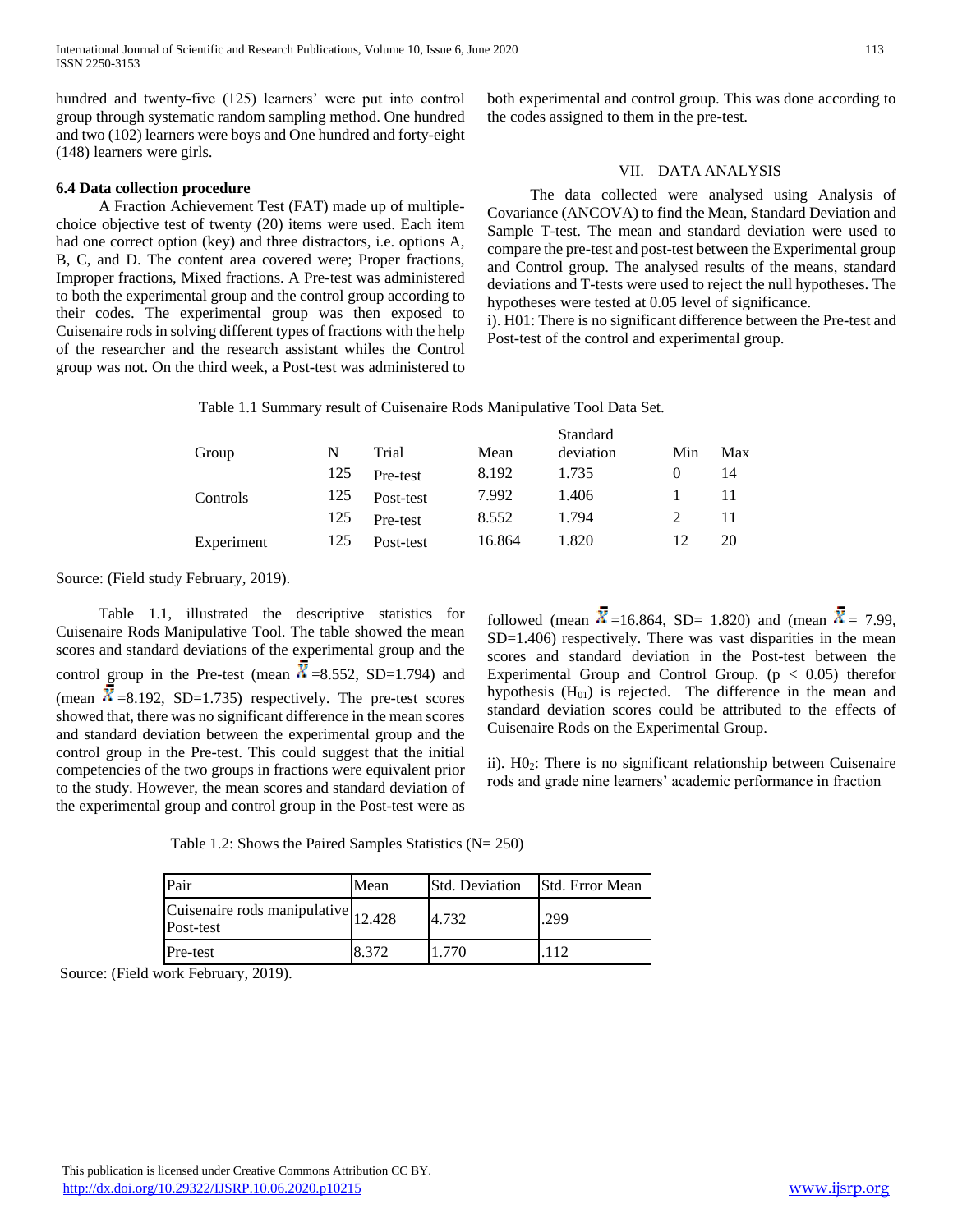hundred and twenty-five (125) learners' were put into control group through systematic random sampling method. One hundred and two (102) learners were boys and One hundred and forty-eight (148) learners were girls.

**6.4 Data collection procedure**

A Fraction Achievement Test (FAT) made up of multiple-choice objective test of twenty (20) items were used. Each item had one correct option (key) and three distractors, i.e. options A, B, C, and D. The content area covered were; Proper fractions, Improper fractions, Mixed fractions. A Pre-test was administered to both the experimental group and the control group according to their codes. The experimental group was then exposed to Cuisenaire rods in solving different types of fractions with the help of the researcher and the research assistant whiles the Control group was not. On the third week, a Post-test was administered to both experimental and control group. This was done according to the codes assigned to them in the pre-test.

## VII. DATA ANALYSIS

The data collected were analysed using Analysis of Covariance (ANCOVA) to find the Mean, Standard Deviation and Sample T-test. The mean and standard deviation were used to compare the pre-test and post-test between the Experimental group and Control group. The analysed results of the means, standard deviations and T-tests were used to reject the null hypotheses. The hypotheses were tested at 0.05 level of significance.

i). H01: There is no significant difference between the Pre-test and Post-test of the control and experimental group.

Table 1.1 Summary result of Cuisenaire Rods Manipulative Tool Data Set.

| Group | N | Trial | Mean | Standard deviation | Min | Max |
|---|---|---|---|---|---|---|
| Controls | 125 | Pre-test | 8.192 | 1.735 | 0 | 14 |
| | 125 | Post-test | 7.992 | 1.406 | 1 | 11 |
| Experiment | 125 | Pre-test | 8.552 | 1.794 | 2 | 11 |
| | 125 | Post-test | 16.864 | 1.820 | 12 | 20 |

Source: (Field study February, 2019).

Table 1.1, illustrated the descriptive statistics for Cuisenaire Rods Manipulative Tool. The table showed the mean scores and standard deviations of the experimental group and the control group in the Pre-test (mean $\bar{X}$=8.552, SD=1.794) and (mean $\bar{X}$=8.192, SD=1.735) respectively. The pre-test scores showed that, there was no significant difference in the mean scores and standard deviation between the experimental group and the control group in the Pre-test. This could suggest that the initial competencies of the two groups in fractions were equivalent prior to the study. However, the mean scores and standard deviation of the experimental group and control group in the Post-test were as followed (mean $\bar{X}$=16.864, SD= 1.820) and (mean $\bar{X}$= 7.99, SD=1.406) respectively. There was vast disparities in the mean scores and standard deviation in the Post-test between the Experimental Group and Control Group. ($p < 0.05$) therefor hypothesis ($H_{01}$) is rejected. The difference in the mean and standard deviation scores could be attributed to the effects of Cuisenaire Rods on the Experimental Group.

ii). $H0_2$: There is no significant relationship between Cuisenaire rods and grade nine learners' academic performance in fraction

Table 1.2: Shows the Paired Samples Statistics (N= 250)

| Pair | Mean | Std. Deviation | Std. Error Mean |
|---|---|---|---|
| Cuisenaire rods manipulative Post-test | 12.428 | 4.732 | .299 |
| Pre-test | 8.372 | 1.770 | .112 |

Source: (Field work February, 2019).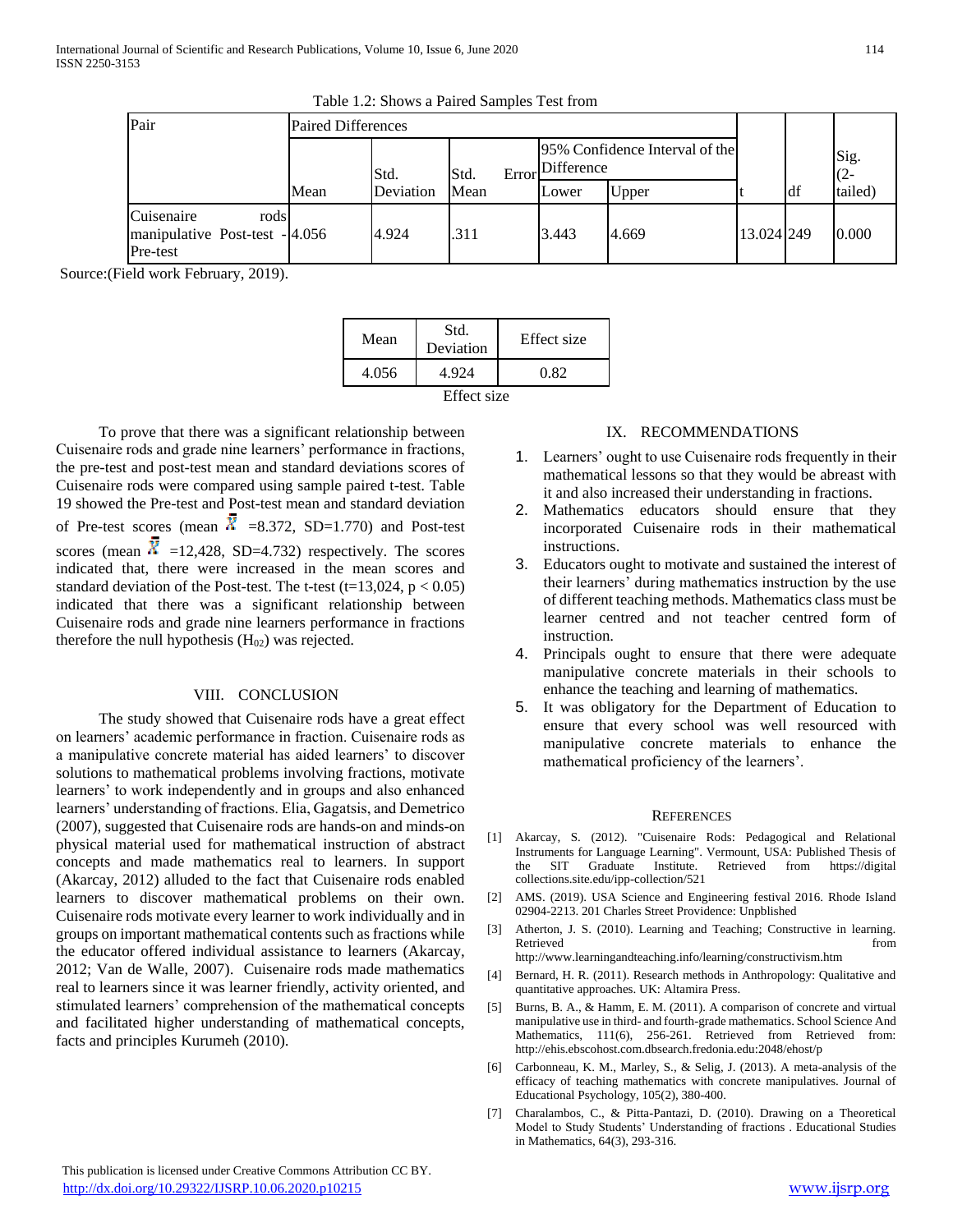Table 1.2: Shows a Paired Samples Test from

| Pair | Paired Differences | | | | | t | df | Sig. (2-tailed) |
|---|---|---|---|---|---|---|---|---|
| | Mean | Std. Deviation | Std. Error Mean | 95% Confidence Interval of the Difference | | | | |
| | | | | Lower | Upper | | | |
| Cuisenaire rods manipulative Post-test - Pre-test | 4.056 | 4.924 | .311 | 3.443 | 4.669 | 13.024 | 249 | 0.000 |

Source:(Field work February, 2019).

| Mean | Std. Deviation | Effect size |
|---|---|---|
| 4.056 | 4.924 | 0.82 |

Effect size

To prove that there was a significant relationship between Cuisenaire rods and grade nine learners' performance in fractions, the pre-test and post-test mean and standard deviations scores of Cuisenaire rods were compared using sample paired t-test. Table 19 showed the Pre-test and Post-test mean and standard deviation of Pre-test scores (mean $\bar{X}$ =8.372, SD=1.770) and Post-test scores (mean $\bar{X}$ =12,428, SD=4.732) respectively. The scores indicated that, there were increased in the mean scores and standard deviation of the Post-test. The t-test (t=13,024, $p < 0.05$) indicated that there was a significant relationship between Cuisenaire rods and grade nine learners performance in fractions therefore the null hypothesis ($H_{02}$) was rejected.

## VIII. CONCLUSION

The study showed that Cuisenaire rods have a great effect on learners' academic performance in fraction. Cuisenaire rods as a manipulative concrete material has aided learners' to discover solutions to mathematical problems involving fractions, motivate learners' to work independently and in groups and also enhanced learners' understanding of fractions. Elia, Gagatsis, and Demetrico (2007), suggested that Cuisenaire rods are hands-on and minds-on physical material used for mathematical instruction of abstract concepts and made mathematics real to learners. In support (Akarcay, 2012) alluded to the fact that Cuisenaire rods enabled learners to discover mathematical problems on their own. Cuisenaire rods motivate every learner to work individually and in groups on important mathematical contents such as fractions while the educator offered individual assistance to learners (Akarcay, 2012; Van de Walle, 2007). Cuisenaire rods made mathematics real to learners since it was learner friendly, activity oriented, and stimulated learners' comprehension of the mathematical concepts and facilitated higher understanding of mathematical concepts, facts and principles Kurumeh (2010).

## IX. RECOMMENDATIONS

1. Learners' ought to use Cuisenaire rods frequently in their mathematical lessons so that they would be abreast with it and also increased their understanding in fractions.
2. Mathematics educators should ensure that they incorporated Cuisenaire rods in their mathematical instructions.
3. Educators ought to motivate and sustained the interest of their learners' during mathematics instruction by the use of different teaching methods. Mathematics class must be learner centred and not teacher centred form of instruction.
4. Principals ought to ensure that there were adequate manipulative concrete materials in their schools to enhance the teaching and learning of mathematics.
5. It was obligatory for the Department of Education to ensure that every school was well resourced with manipulative concrete materials to enhance the mathematical proficiency of the learners'.

## REFERENCES

[1] Akarcay, S. (2012). "Cuisenaire Rods: Pedagogical and Relational Instruments for Language Learning". Vermount, USA: Published Thesis of the SIT Graduate Institute. Retrieved from https://digital collections.site.edu/ipp-collection/521

[2] AMS. (2019). USA Science and Engineering festival 2016. Rhode Island 02904-2213. 201 Charles Street Providence: Unpblished

[3] Atherton, J. S. (2010). Learning and Teaching; Constructive in learning. Retrieved from http://www.learningandteaching.info/learning/constructivism.htm

[4] Bernard, H. R. (2011). Research methods in Anthropology: Qualitative and quantitative approaches. UK: Altamira Press.

[5] Burns, B. A., & Hamm, E. M. (2011). A comparison of concrete and virtual manipulative use in third- and fourth-grade mathematics. School Science And Mathematics, 111(6), 256-261. Retrieved from Retrieved from: http://ehis.ebscohost.com.dbsearch.fredonia.edu:2048/ehost/p

[6] Carbonneau, K. M., Marley, S., & Selig, J. (2013). A meta-analysis of the efficacy of teaching mathematics with concrete manipulatives. Journal of Educational Psychology, 105(2), 380-400.

[7] Charalambos, C., & Pitta-Pantazi, D. (2010). Drawing on a Theoretical Model to Study Students' Understanding of fractions . Educational Studies in Mathematics, 64(3), 293-316.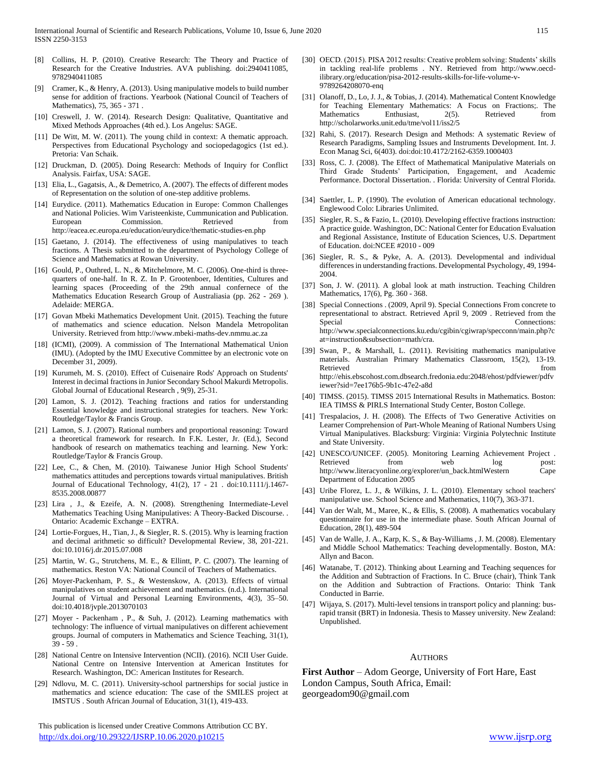[8] Collins, H. P. (2010). Creative Research: The Theory and Practice of Research for the Creative Industries. AVA publishing. doi:2940411085, 9782940411085

[9] Cramer, K., & Henry, A. (2013). Using manipulative models to build number sense for addition of fractions. Yearbook (National Council of Teachers of Mathematics), 75, 365 - 371 .

[10] Creswell, J. W. (2014). Research Design: Qualitative, Quantitative and Mixed Methods Approaches (4th ed.). Los Angelus: SAGE.

[11] De Witt, M. W. (2011). The young child in context: A thematic approach. Perspectives from Educational Psychology and sociopedagogics (1st ed.). Pretoria: Van Schaik.

[12] Druckman, D. (2005). Doing Research: Methods of Inquiry for Conflict Analysis. Fairfax, USA: SAGE.

[13] Elia, L., Gagatsis, A., & Demetrico, A. (2007). The effects of different modes of Representation on the solution of one-step additive problems.

[14] Eurydice. (2011). Mathematics Education in Europe: Common Challenges and National Policies. Wim Varisteenkiste, Cummunication and Publication. European Commission. Retrieved from http://eacea.ec.europa.eu/education/eurydice/thematic-studies-en.php

[15] Gaetano, J. (2014). The effectiveness of using manipulatives to teach fractions. A Thesis submitted to the department of Psychology College of Science and Mathematics at Rowan University.

[16] Gould, P., Outhred, L. N., & Mitchelmore, M. C. (2006). One-third is three-quarters of one-half. In R. Z. In P. Grootenboer, Identities, Cultures and learning spaces (Proceeding of the 29th annual confernece of the Mathematics Education Research Group of Australiasia (pp. 262 - 269 ). Adelaide: MERGA.

[17] Govan Mbeki Mathematics Development Unit. (2015). Teaching the future of mathematics and science education. Nelson Mandela Metropolitan University. Retrieved from http://www.mbeki-maths-dev.nmmu.ac.za

[18] (ICMI), (2009). A commission of The International Mathematical Union (IMU). (Adopted by the IMU Executive Committee by an electronic vote on December 31, 2009).

[19] Kurumeh, M. S. (2010). Effect of Cuisenaire Rods' Approach on Students' Interest in decimal fractions in Junior Secondary School Makurdi Metropolis. Global Journal of Educational Research , 9(9), 25-31.

[20] Lamon, S. J. (2012). Teaching fractions and ratios for understanding Essential knowledge and instructional strategies for teachers. New York: Routledge/Taylor & Francis Group.

[21] Lamon, S. J. (2007). Rational numbers and proportional reasoning: Toward a theoretical framework for research. In F.K. Lester, Jr. (Ed.), Second handbook of research on mathematics teaching and learning. New York: Routledge/Taylor & Francis Group.

[22] Lee, C., & Chen, M. (2010). Taiwanese Junior High School Students' mathematics attitudes and perceptions towards virtual manipulatives. British Journal of Educational Technology, 41(2), 17 - 21 . doi:10.1111/j.1467-8535.2008.00877

[23] Lira , J., & Ezeife, A. N. (2008). Strengthening Intermediate-Level Mathematics Teaching Using Manipulatives: A Theory-Backed Discourse. . Ontario: Academic Exchange – EXTRA.

[24] Lortie-Forgues, H., Tian, J., & Siegler, R. S. (2015). Why is learning fraction and decimal arithmetic so difficult? Developmental Review, 38, 201-221. doi:10.1016/j.dr.2015.07.008

[25] Martin, W. G., Strutchens, M. E., & Ellintt, P. C. (2007). The learning of mathematics. Reston VA: National Council of Teachers of Mathematics.

[26] Moyer-Packenham, P. S., & Westenskow, A. (2013). Effects of virtual manipulatives on student achievement and mathematics. (n.d.). International Journal of Virtual and Personal Learning Environments, 4(3), 35–50. doi:10.4018/jvple.2013070103

[27] Moyer - Packenham , P., & Suh, J. (2012). Learning mathematics with technology: The influence of virtual manipulatives on different achievement groups. Journal of computers in Mathematics and Science Teaching, 31(1), 39 - 59 .

[28] National Centre on Intensive Intervention (NCII). (2016). NCII User Guide. National Centre on Intensive Intervention at American Institutes for Research. Washington, DC: American Institutes for Research.

[29] Ndlovu, M. C. (2011). University-school partnerships for social justice in mathematics and science education: The case of the SMILES project at IMSTUS . South African Journal of Education, 31(1), 419-433.

[30] OECD. (2015). PISA 2012 results: Creative problem solving: Students' skills in tackling real-life problems . NY. Retrieved from http://www.oecd-ilibrary.org/education/pisa-2012-results-skills-for-life-volume-v-9789264208070-enq

[31] Olanoff, D., Lo, J. J., & Tobias, J. (2014). Mathematical Content Knowledge for Teaching Elementary Mathematics: A Focus on Fractions;. The Mathematics Enthusiast, 2(5). Retrieved from http://scholarworks.unit.edu/tme/vol11/iss2/5

[32] Rahi, S. (2017). Research Design and Methods: A systematic Review of Research Paradigms, Sampling Issues and Instruments Development. Int. J. Econ Manag Sci, 6(403). doi:doi:10.4172/2162-6359.1000403

[33] Ross, C. J. (2008). The Effect of Mathematical Manipulative Materials on Third Grade Students' Participation, Engagement, and Academic Performance. Doctoral Dissertation. . Florida: University of Central Florida.

[34] Saettler, L. P. (1990). The evolution of American educational technology. Englewood Colo: Libraries Unlimited.

[35] Siegler, R. S., & Fazio, L. (2010). Developing effective fractions instruction: A practice guide. Washington, DC: National Center for Education Evaluation and Regional Assistance, Institute of Education Sciences, U.S. Department of Education. doi:NCEE #2010 - 009

[36] Siegler, R. S., & Pyke, A. A. (2013). Developmental and individual differences in understanding fractions. Developmental Psychology, 49, 1994-2004.

[37] Son, J. W. (2011). A global look at math instruction. Teaching Children Mathematics, 17(6), Pg. 360 - 368.

[38] Special Connections . (2009, April 9). Special Connections From concrete to representational to abstract. Retrieved April 9, 2009 . Retrieved from the Special Connections: http://www.specialconnections.ku.edu/cgibin/cgiwrap/specconn/main.php?cat=instruction&subsection=math/cra.

[39] Swan, P., & Marshall, L. (2011). Revisiting mathematics manipulative materials. Australian Primary Mathematics Classroom, 15(2), 13-19. Retrieved from http://ehis.ebscohost.com.dbsearch.fredonia.edu:2048/ehost/pdfviewer/pdfviewer?sid=7ee176b5-9b1c-47e2-a8d

[40] TIMSS. (2015). TIMSS 2015 International Results in Mathematics. Boston: IEA TIMSS & PIRLS International Study Center, Boston College.

[41] Trespalacios, J. H. (2008). The Effects of Two Generative Activities on Learner Comprehension of Part-Whole Meaning of Rational Numbers Using Virtual Manipulatives. Blacksburg: Virginia: Virginia Polytechnic Institute and State University.

[42] UNESCO/UNICEF. (2005). Monitoring Learning Achievement Project . Retrieved from web log post: http://www.literacyonline.org/explorer/un_back.htmlWestern Cape Department of Education 2005

[43] Uribe Florez, L. J., & Wilkins, J. L. (2010). Elementary school teachers' manipulative use. School Science and Mathematics, 110(7), 363-371.

[44] Van der Walt, M., Maree, K., & Ellis, S. (2008). A mathematics vocabulary questionnaire for use in the intermediate phase. South African Journal of Education, 28(1), 489-504

[45] Van de Walle, J. A., Karp, K. S., & Bay-Williams , J. M. (2008). Elementary and Middle School Mathematics: Teaching developmentally. Boston, MA: Allyn and Bacon.

[46] Watanabe, T. (2012). Thinking about Learning and Teaching sequences for the Addition and Subtraction of Fractions. In C. Bruce (chair), Think Tank on the Addition and Subtraction of Fractions. Ontario: Think Tank Conducted in Barrie.

[47] Wijaya, S. (2017). Multi-level tensions in transport policy and planning: bus-rapid transit (BRT) in Indonesia. Thesis to Massey university. New Zealand: Unpublished.

## AUTHORS

**First Author** – Adom George, University of Fort Hare, East London Campus, South Africa, Email: georgeadom90@gmail.com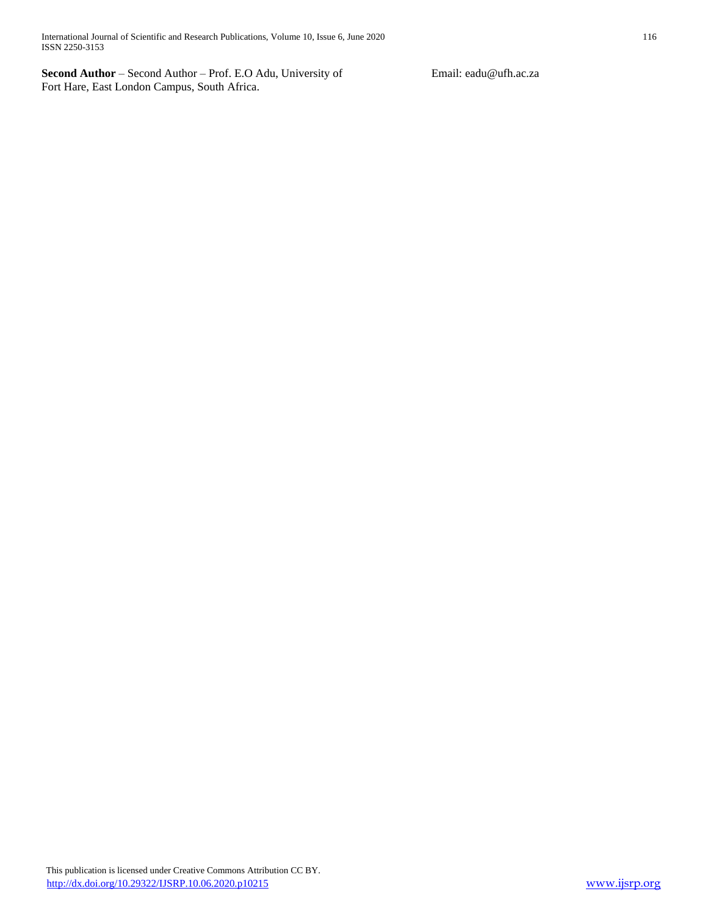**Second Author** – Second Author – Prof. E.O Adu, University of Fort Hare, East London Campus, South Africa.

Email: eadu@ufh.ac.za